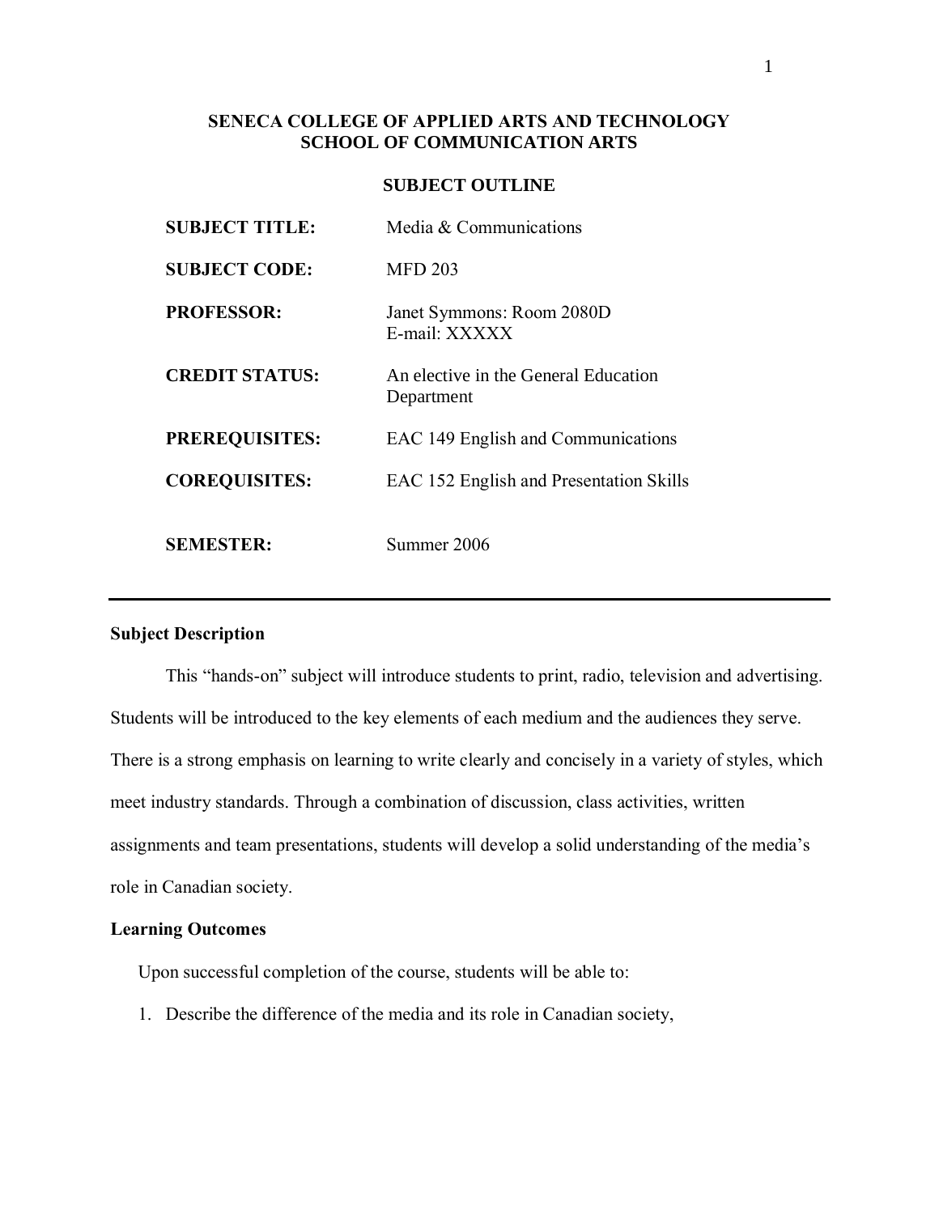# SENECA COLLEGE OF APPLIED ARTS AND TECHNOLOGY
# SCHOOL OF COMMUNICATION ARTS

## SUBJECT OUTLINE

| | |
|---|---|
| **SUBJECT TITLE:** | Media & Communications |
| **SUBJECT CODE:** | MFD 203 |
| **PROFESSOR:** | Janet Symmons: Room 2080D<br>E-mail: XXXXX |
| **CREDIT STATUS:** | An elective in the General Education Department |
| **PREREQUISITES:** | EAC 149 English and Communications |
| **COREQUISITES:** | EAC 152 English and Presentation Skills |
| **SEMESTER:** | Summer 2006 |

---

### Subject Description

This "hands-on" subject will introduce students to print, radio, television and advertising. Students will be introduced to the key elements of each medium and the audiences they serve. There is a strong emphasis on learning to write clearly and concisely in a variety of styles, which meet industry standards. Through a combination of discussion, class activities, written assignments and team presentations, students will develop a solid understanding of the media's role in Canadian society.

### Learning Outcomes

Upon successful completion of the course, students will be able to:

1. Describe the difference of the media and its role in Canadian society,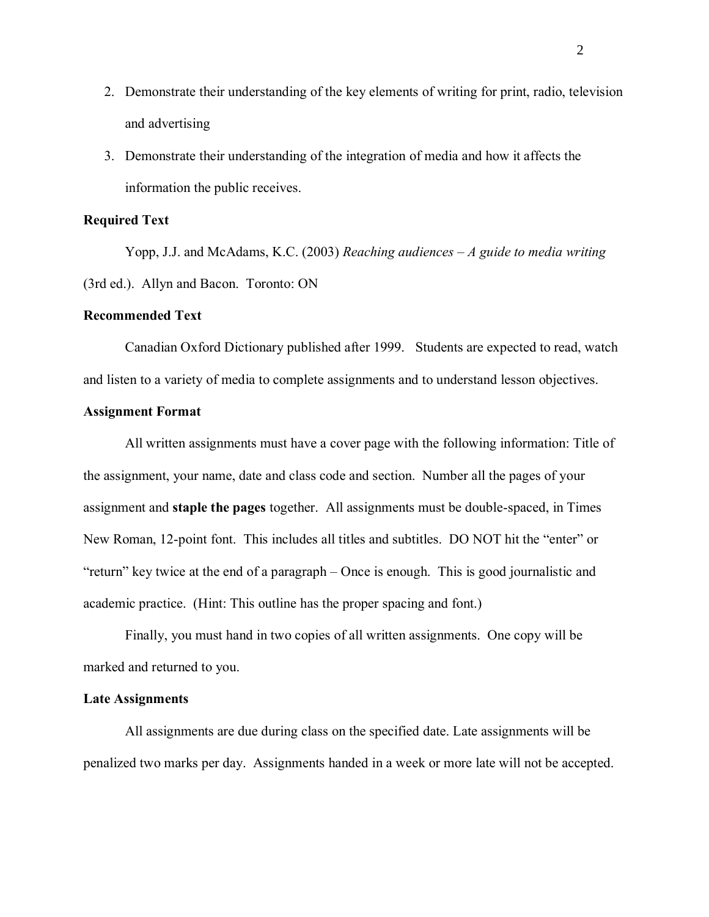2. Demonstrate their understanding of the key elements of writing for print, radio, television and advertising
3. Demonstrate their understanding of the integration of media and how it affects the information the public receives.

**Required Text**

Yopp, J.J. and McAdams, K.C. (2003) *Reaching audiences – A guide to media writing* (3rd ed.). Allyn and Bacon. Toronto: ON

**Recommended Text**

Canadian Oxford Dictionary published after 1999. Students are expected to read, watch and listen to a variety of media to complete assignments and to understand lesson objectives.

**Assignment Format**

All written assignments must have a cover page with the following information: Title of the assignment, your name, date and class code and section. Number all the pages of your assignment and **staple the pages** together. All assignments must be double-spaced, in Times New Roman, 12-point font. This includes all titles and subtitles. DO NOT hit the "enter" or "return" key twice at the end of a paragraph – Once is enough. This is good journalistic and academic practice. (Hint: This outline has the proper spacing and font.)

Finally, you must hand in two copies of all written assignments. One copy will be marked and returned to you.

**Late Assignments**

All assignments are due during class on the specified date. Late assignments will be penalized two marks per day. Assignments handed in a week or more late will not be accepted.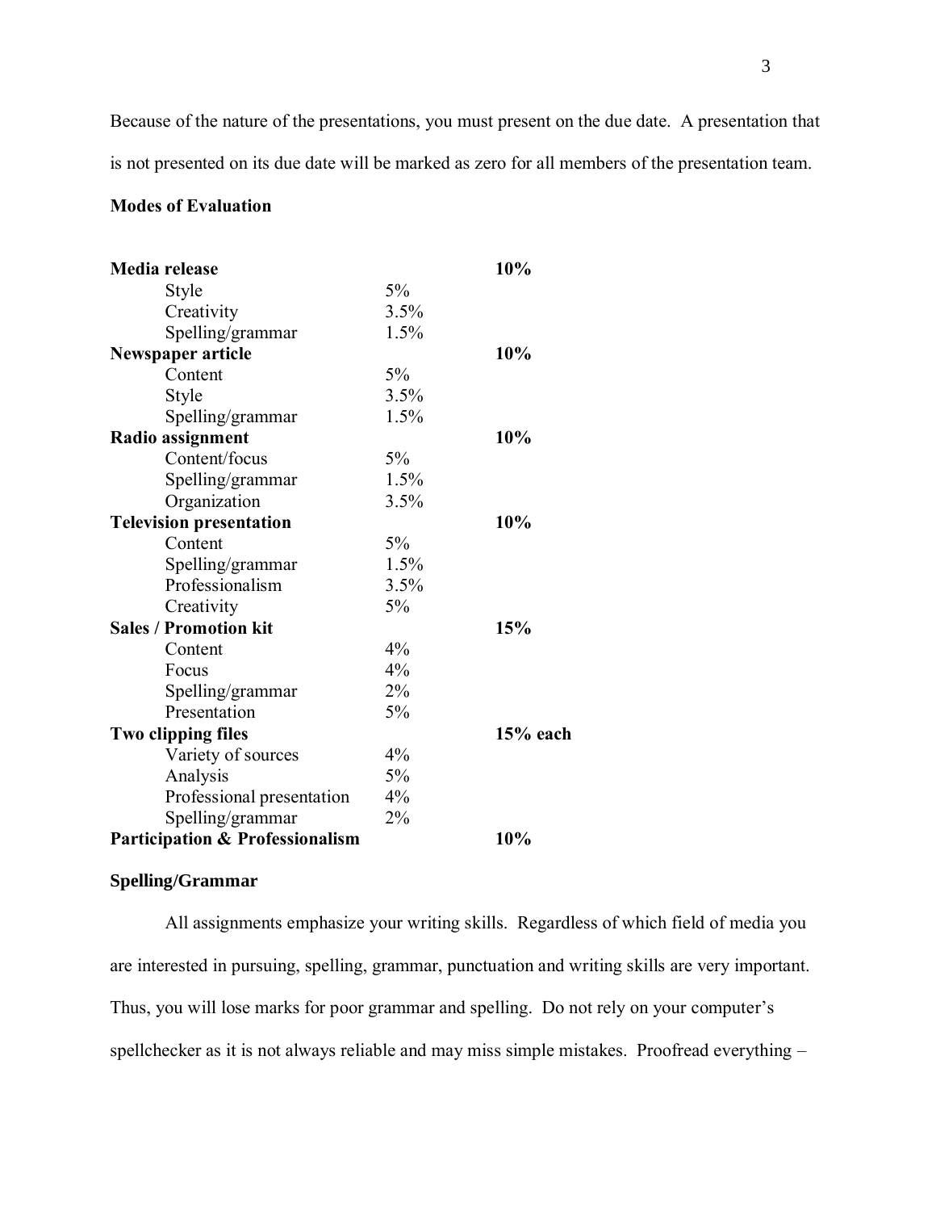Because of the nature of the presentations, you must present on the due date. A presentation that is not presented on its due date will be marked as zero for all members of the presentation team.

**Modes of Evaluation**

| | | |
|---|---|---|
| **Media release** | | **10%** |
| Style | 5% | |
| Creativity | 3.5% | |
| Spelling/grammar | 1.5% | |
| **Newspaper article** | | **10%** |
| Content | 5% | |
| Style | 3.5% | |
| Spelling/grammar | 1.5% | |
| **Radio assignment** | | **10%** |
| Content/focus | 5% | |
| Spelling/grammar | 1.5% | |
| Organization | 3.5% | |
| **Television presentation** | | **10%** |
| Content | 5% | |
| Spelling/grammar | 1.5% | |
| Professionalism | 3.5% | |
| Creativity | 5% | |
| **Sales / Promotion kit** | | **15%** |
| Content | 4% | |
| Focus | 4% | |
| Spelling/grammar | 2% | |
| Presentation | 5% | |
| **Two clipping files** | | **15% each** |
| Variety of sources | 4% | |
| Analysis | 5% | |
| Professional presentation | 4% | |
| Spelling/grammar | 2% | |
| **Participation & Professionalism** | | **10%** |

**Spelling/Grammar**

All assignments emphasize your writing skills. Regardless of which field of media you are interested in pursuing, spelling, grammar, punctuation and writing skills are very important. Thus, you will lose marks for poor grammar and spelling. Do not rely on your computer's spellchecker as it is not always reliable and may miss simple mistakes. Proofread everything –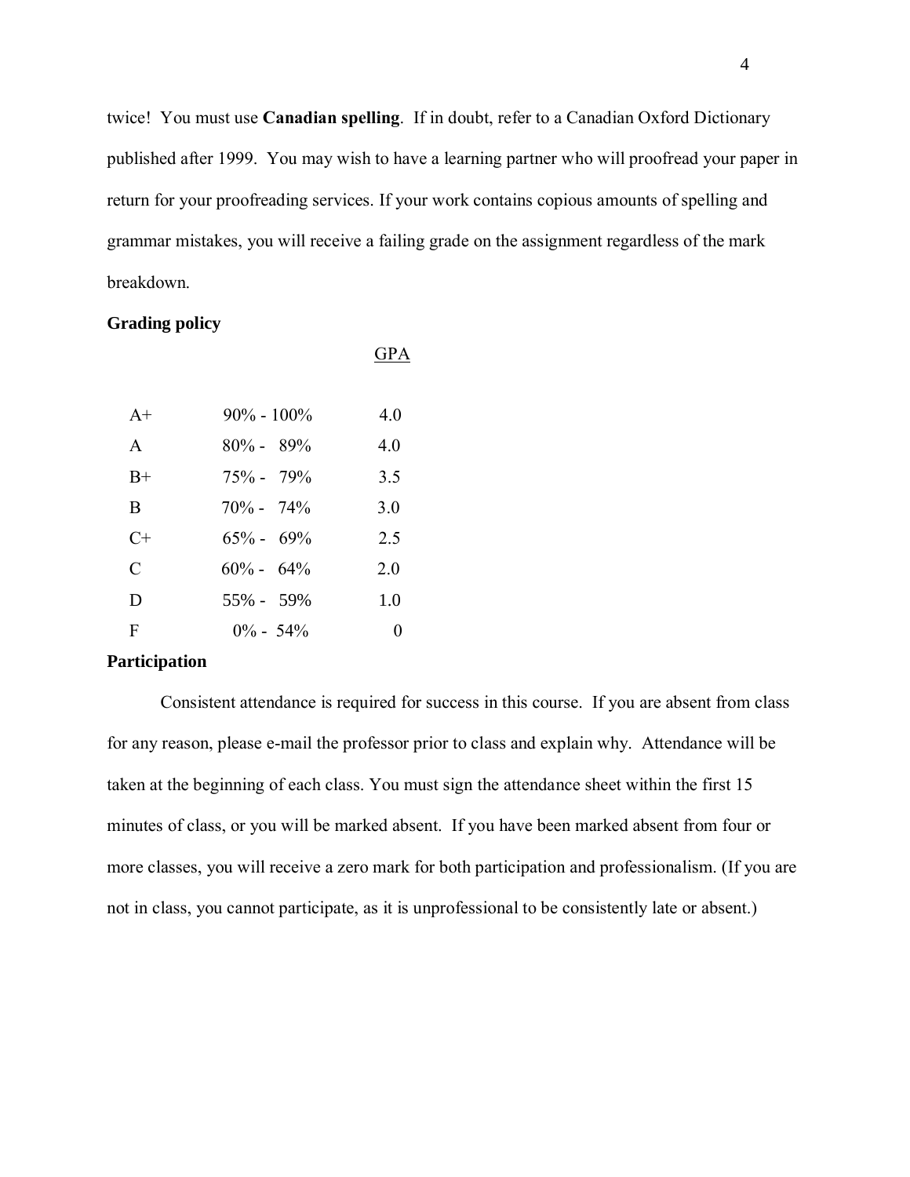twice! You must use **Canadian spelling**. If in doubt, refer to a Canadian Oxford Dictionary published after 1999. You may wish to have a learning partner who will proofread your paper in return for your proofreading services. If your work contains copious amounts of spelling and grammar mistakes, you will receive a failing grade on the assignment regardless of the mark breakdown.

**Grading policy**

| | | GPA |
|---|---|---|
| A+ | 90% - 100% | 4.0 |
| A | 80% - 89% | 4.0 |
| B+ | 75% - 79% | 3.5 |
| B | 70% - 74% | 3.0 |
| C+ | 65% - 69% | 2.5 |
| C | 60% - 64% | 2.0 |
| D | 55% - 59% | 1.0 |
| F | 0% - 54% | 0 |

**Participation**

Consistent attendance is required for success in this course. If you are absent from class for any reason, please e-mail the professor prior to class and explain why. Attendance will be taken at the beginning of each class. You must sign the attendance sheet within the first 15 minutes of class, or you will be marked absent. If you have been marked absent from four or more classes, you will receive a zero mark for both participation and professionalism. (If you are not in class, you cannot participate, as it is unprofessional to be consistently late or absent.)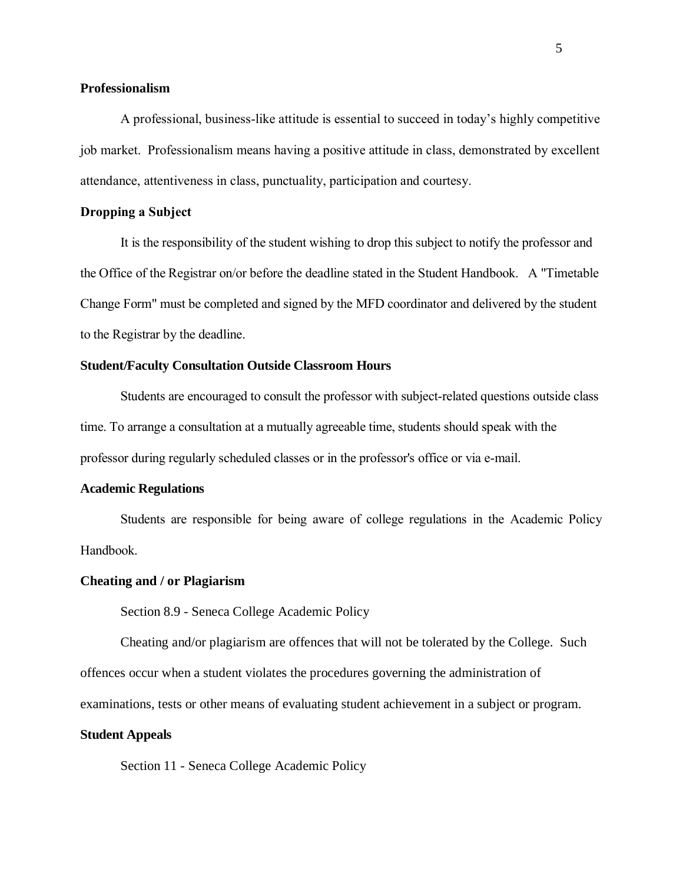**Professionalism**

A professional, business-like attitude is essential to succeed in today's highly competitive job market. Professionalism means having a positive attitude in class, demonstrated by excellent attendance, attentiveness in class, punctuality, participation and courtesy.

**Dropping a Subject**

It is the responsibility of the student wishing to drop this subject to notify the professor and the Office of the Registrar on/or before the deadline stated in the Student Handbook. A "Timetable Change Form" must be completed and signed by the MFD coordinator and delivered by the student to the Registrar by the deadline.

**Student/Faculty Consultation Outside Classroom Hours**

Students are encouraged to consult the professor with subject-related questions outside class time. To arrange a consultation at a mutually agreeable time, students should speak with the professor during regularly scheduled classes or in the professor's office or via e-mail.

**Academic Regulations**

Students are responsible for being aware of college regulations in the Academic Policy Handbook.

**Cheating and / or Plagiarism**

Section 8.9 - Seneca College Academic Policy

Cheating and/or plagiarism are offences that will not be tolerated by the College. Such offences occur when a student violates the procedures governing the administration of examinations, tests or other means of evaluating student achievement in a subject or program.

**Student Appeals**

Section 11 - Seneca College Academic Policy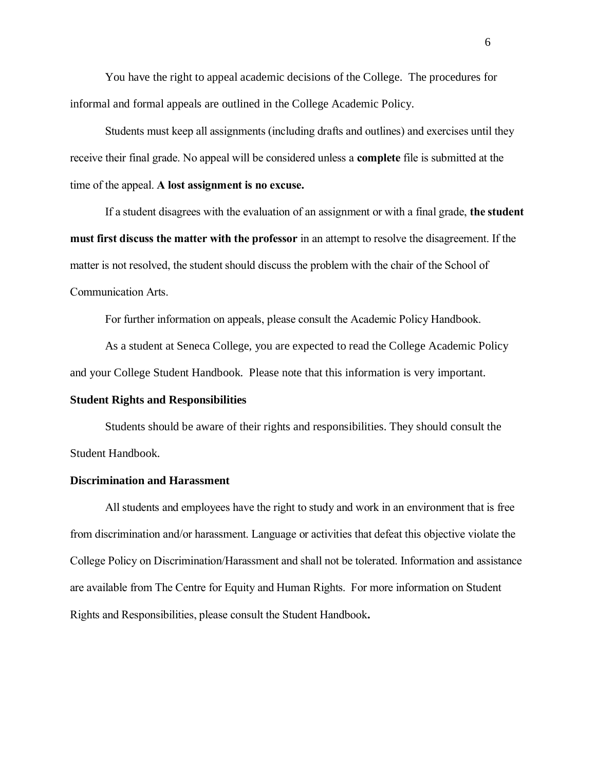You have the right to appeal academic decisions of the College. The procedures for informal and formal appeals are outlined in the College Academic Policy.

Students must keep all assignments (including drafts and outlines) and exercises until they receive their final grade. No appeal will be considered unless a **complete** file is submitted at the time of the appeal. **A lost assignment is no excuse.**

If a student disagrees with the evaluation of an assignment or with a final grade, **the student must first discuss the matter with the professor** in an attempt to resolve the disagreement. If the matter is not resolved, the student should discuss the problem with the chair of the School of Communication Arts.

For further information on appeals, please consult the Academic Policy Handbook.

As a student at Seneca College, you are expected to read the College Academic Policy and your College Student Handbook. Please note that this information is very important.

**Student Rights and Responsibilities**

Students should be aware of their rights and responsibilities. They should consult the Student Handbook.

**Discrimination and Harassment**

All students and employees have the right to study and work in an environment that is free from discrimination and/or harassment. Language or activities that defeat this objective violate the College Policy on Discrimination/Harassment and shall not be tolerated. Information and assistance are available from The Centre for Equity and Human Rights. For more information on Student Rights and Responsibilities, please consult the Student Handbook**.**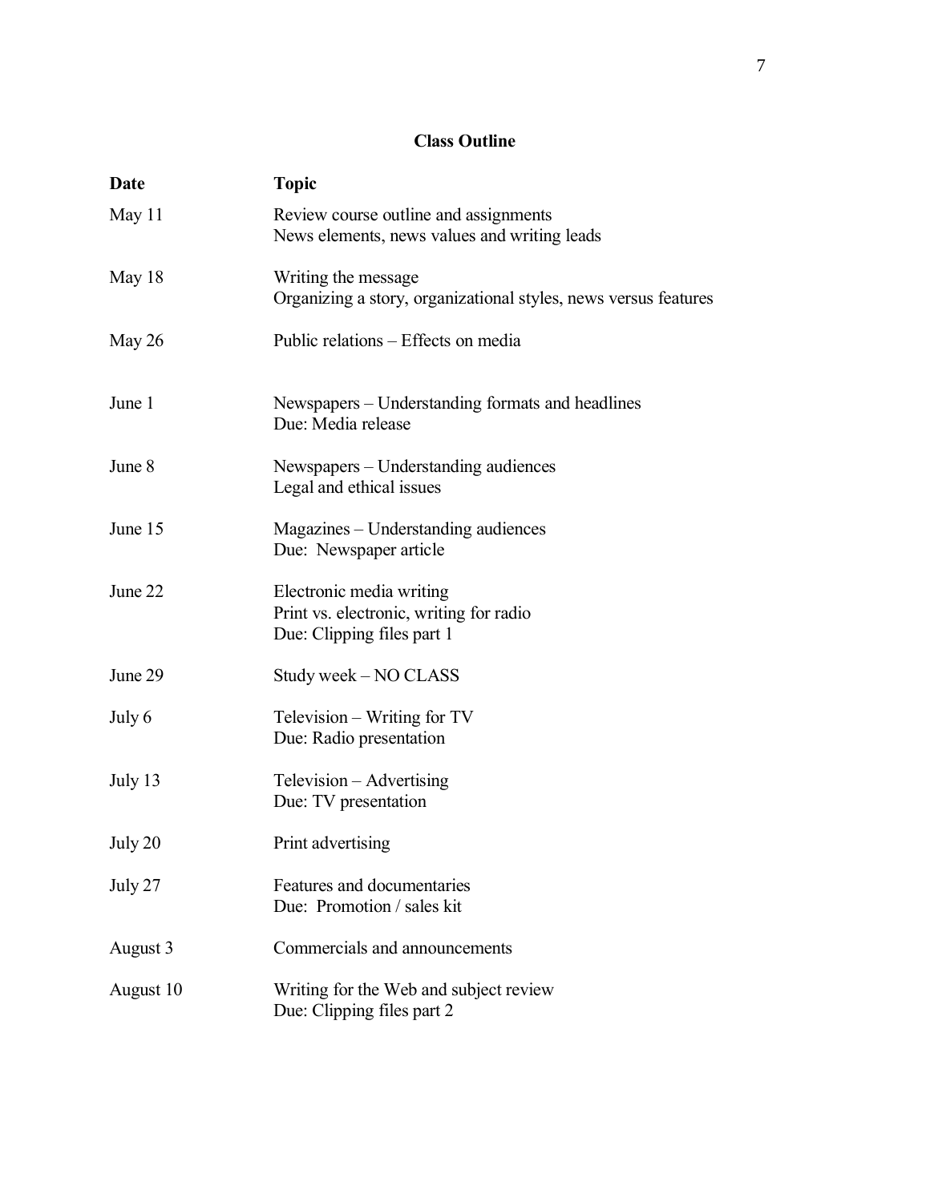## Class Outline

| Date | Topic |
|---|---|
| May 11 | Review course outline and assignments<br>News elements, news values and writing leads |
| May 18 | Writing the message<br>Organizing a story, organizational styles, news versus features |
| May 26 | Public relations – Effects on media |
| June 1 | Newspapers – Understanding formats and headlines<br>Due: Media release |
| June 8 | Newspapers – Understanding audiences<br>Legal and ethical issues |
| June 15 | Magazines – Understanding audiences<br>Due: Newspaper article |
| June 22 | Electronic media writing<br>Print vs. electronic, writing for radio<br>Due: Clipping files part 1 |
| June 29 | Study week – NO CLASS |
| July 6 | Television – Writing for TV<br>Due: Radio presentation |
| July 13 | Television – Advertising<br>Due: TV presentation |
| July 20 | Print advertising |
| July 27 | Features and documentaries<br>Due: Promotion / sales kit |
| August 3 | Commercials and announcements |
| August 10 | Writing for the Web and subject review<br>Due: Clipping files part 2 |